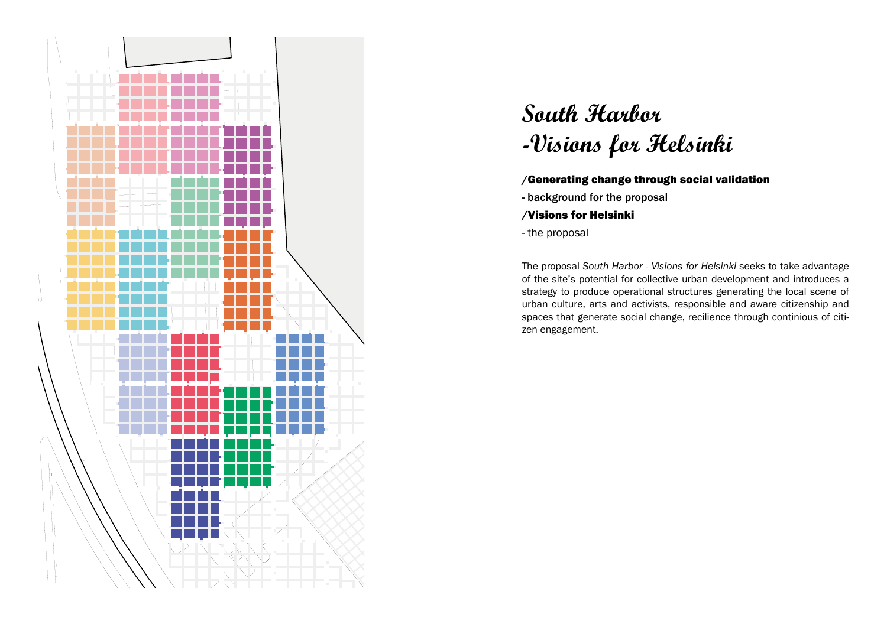# South Harbor -Visions for Helsinki

**/Generating change through social validation**

- background for the proposal

**/Visions for Helsinki**

- the proposal

The proposal *South Harbor - Visions for Helsinki* seeks to take advantage of the site's potential for collective urban development and introduces a strategy to produce operational structures generating the local scene of urban culture, arts and activists, responsible and aware citizenship and spaces that generate social change, recilience through continious of citizen engagement.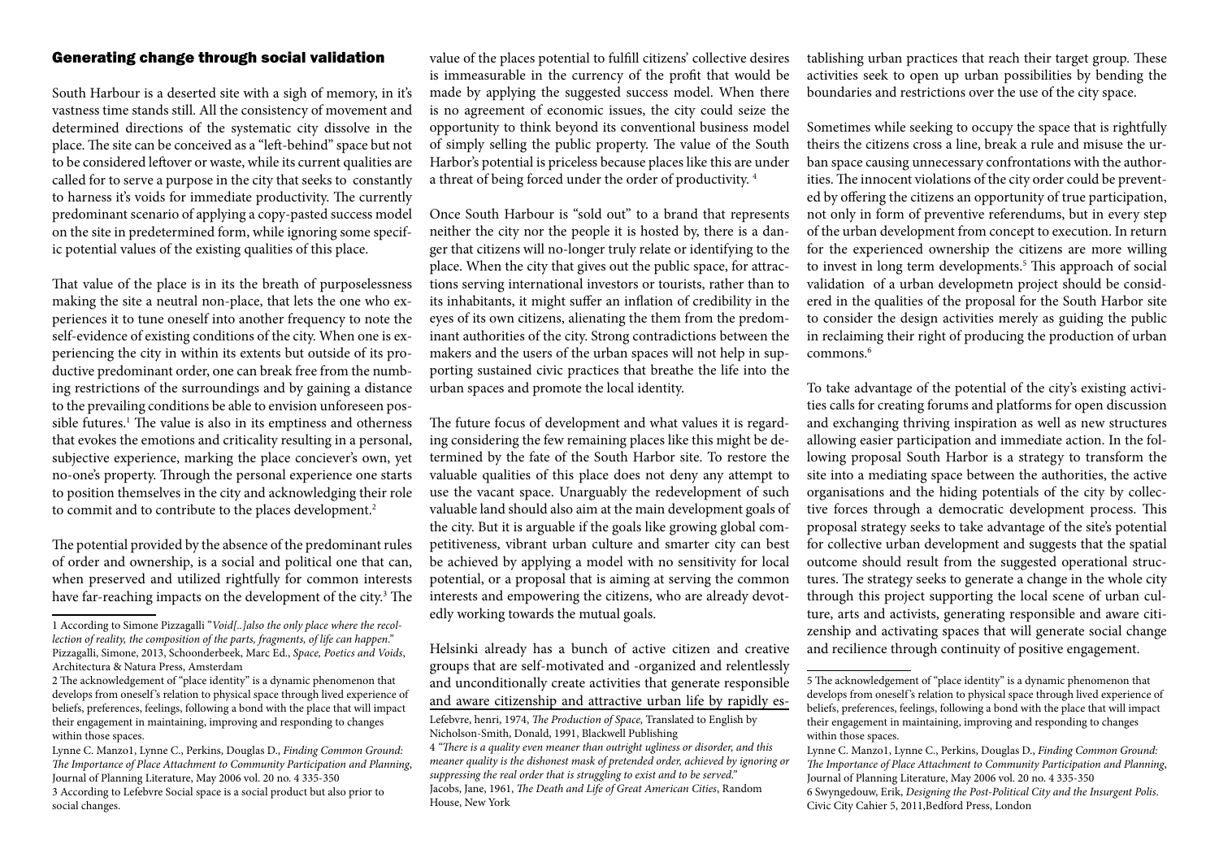## Generating change through social validation

South Harbour is a deserted site with a sigh of memory, in it's vastness time stands still. All the consistency of movement and determined directions of the systematic city dissolve in the place. The site can be conceived as a "left-behind" space but not to be considered leftover or waste, while its current qualities are called for to serve a purpose in the city that seeks to constantly to harness it's voids for immediate productivity. The currently predominant scenario of applying a copy-pasted success model on the site in predetermined form, while ignoring some specific potential values of the existing qualities of this place.

That value of the place is in its the breath of purposelessness making the site a neutral non-place, that lets the one who experiences it to tune oneself into another frequency to note the self-evidence of existing conditions of the city. When one is experiencing the city in within its extents but outside of its productive predominant order, one can break free from the numbing restrictions of the surroundings and by gaining a distance to the prevailing conditions be able to envision unforeseen possible futures.[1] The value is also in its emptiness and otherness that evokes the emotions and criticality resulting in a personal, subjective experience, marking the place concierver's own, yet no-one's property. Through the personal experience one starts to position themselves in the city and acknowledging their role to commit and to contribute to the places development.[2]

The potential provided by the absence of the predominant rules of order and ownership, is a social and political one that can, when preserved and utilized rightfully for common interests have far-reaching impacts on the development of the city.[3] The value of the places potential to fulfill citizens' collective desires is immeasurable in the currency of the profit that would be made by applying the suggested success model. When there is no agreement of economic issues, the city could seize the opportunity to think beyond its conventional business model of simply selling the public property. The value of the South Harbor's potential is priceless because places like this are under a threat of being forced under the order of productivity. [4]

Once South Harbour is "sold out" to a brand that represents neither the city nor the people it is hosted by, there is a danger that citizens will no-longer truly relate or identifying to the place. When the city that gives out the public space, for attractions serving international investors or tourists, rather than to its inhabitants, it might suffer an inflation of credibility in the eyes of its own citizens, alienating the them from the predominant authorities of the city. Strong contradictions between the makers and the users of the urban spaces will not help in supporting sustained civic practices that breathe the life into the urban spaces and promote the local identity.

The future focus of development and what values it is regarding considering the few remaining places like this might be determined by the fate of the South Harbor site. To restore the valuable qualities of this place does not deny any attempt to use the vacant space. Unarguably the redevelopment of such valuable land should also aim at the main development goals of the city. But it is arguable if the goals like growing global competitiveness, vibrant urban culture and smarter city can best be achieved by applying a model with no sensitivity for local potential, or a proposal that is aiming at serving the common interests and empowering the citizens, who are already devotedly working towards the mutual goals.

Helsinki already has a bunch of active citizen and creative groups that are self-motivated and -organized and relentlessly and unconditionally create activities that generate responsible and aware citizenship and attractive urban life by rapidly establishing urban practices that reach their target group. These activities seek to open up urban possibilities by bending the boundaries and restrictions over the use of the city space.

Sometimes while seeking to occupy the space that is rightfully theirs the citizens cross a line, break a rule and misuse the urban space causing unnecessary confrontations with the authorities. The innocent violations of the city order could be prevented by offering the citizens an opportunity of true participation, not only in form of preventive referendums, but in every step of the urban development from concept to execution. In return for the experienced ownership the citizens are more willing to invest in long term developments.[5] This approach of social validation of a urban developmetn project should be considered in the qualities of the proposal for the South Harbor site to consider the design activities merely as guiding the public in reclaiming their right of producing the production of urban commons.[6]

To take advantage of the potential of the city's existing activities calls for creating forums and platforms for open discussion and exchanging thriving inspiration as well as new structures allowing easier participation and immediate action. In the following proposal South Harbor is a strategy to transform the site into a mediating space between the authorities, the active organisations and the hiding potentials of the city by collective forces through a democratic development process. This proposal strategy seeks to take advantage of the site's potential for collective urban development and suggests that the spatial outcome should result from the suggested operational structures. The strategy seeks to generate a change in the whole city through this project supporting the local scene of urban culture, arts and activists, generating responsible and aware citizenship and activating spaces that will generate social change and recilience through continuity of positive engagement.

---

1 According to Simone Pizzagalli "*Void[..]also the only place where the recollection of reality, the composition of the parts, fragments, of life can happen.*" Pizzagalli, Simone, 2013, Schoonderbeek, Marc Ed., *Space, Poetics and Voids*, Architectura & Natura Press, Amsterdam

2 The acknowledgement of "place identity" is a dynamic phenomenon that develops from oneself's relation to physical space through lived experience of beliefs, preferences, feelings, following a bond with the place that will impact their engagement in maintaining, improving and responding to changes within those spaces.

Lynne C. Manzo1, Lynne C., Perkins, Douglas D., *Finding Common Ground: The Importance of Place Attachment to Community Participation and Planning*, Journal of Planning Literature, May 2006 vol. 20 no. 4 335-350

3 According to Lefebvre Social space is a social product but also prior to social changes.

Lefebvre, henri, 1974, *The Production of Space,* Translated to English by Nicholson-Smith, Donald, 1991, Blackwell Publishing

4 *"There is a quality even meaner than outright ugliness or disorder, and this meaner quality is the dishonest mask of pretended order, achieved by ignoring or suppressing the real order that is struggling to exist and to be served."* Jacobs, Jane, 1961, *The Death and Life of Great American Cities*, Random House, New York

5 The acknowledgement of "place identity" is a dynamic phenomenon that develops from oneself's relation to physical space through lived experience of beliefs, preferences, feelings, following a bond with the place that will impact their engagement in maintaining, improving and responding to changes within those spaces.

Lynne C. Manzo1, Lynne C., Perkins, Douglas D., *Finding Common Ground: The Importance of Place Attachment to Community Participation and Planning*, Journal of Planning Literature, May 2006 vol. 20 no. 4 335-350

6 Swyngedouw, Erik, *Designing the Post-Political City and the Insurgent Polis*. Civic City Cahier 5, 2011,Bedford Press, London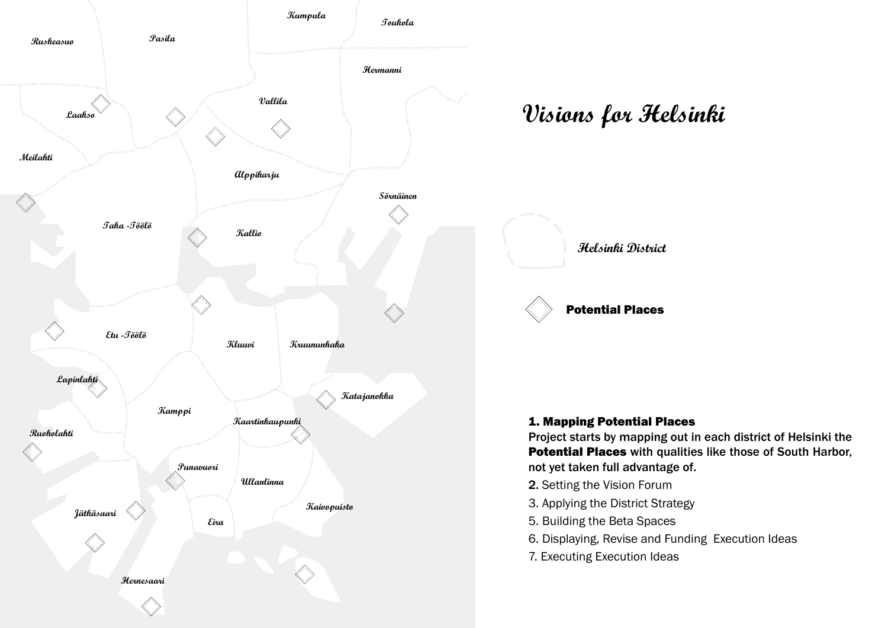# Visions for Helsinki

Ruskeasuo

Pasila

Kumpula

Toukola

Hermanni

Vallila

Laakso

Meilahti

Alppiharju

Sörnäinen

Taka -Töölö

Kallio

Etu -Töölö

Kluuvi

Kruununhaka

Lapinlahti

Katajanokka

Kamppi

Kaartinkaupunki

Ruoholahti

Punavuori

Ullanlinna

Kaivopuisto

Jätkäsaari

Eira

Hernesaari

Helsinki District

**Potential Places**

**1. Mapping Potential Places**

**Project starts by mapping out in each district of Helsinki the Potential Places with qualities like those of South Harbor, not yet taken full advantage of.**

**2.** Setting the Vision Forum

3. Applying the District Strategy

5. Building the Beta Spaces

6. Displaying, Revise and Funding Execution Ideas

7. Executing Execution Ideas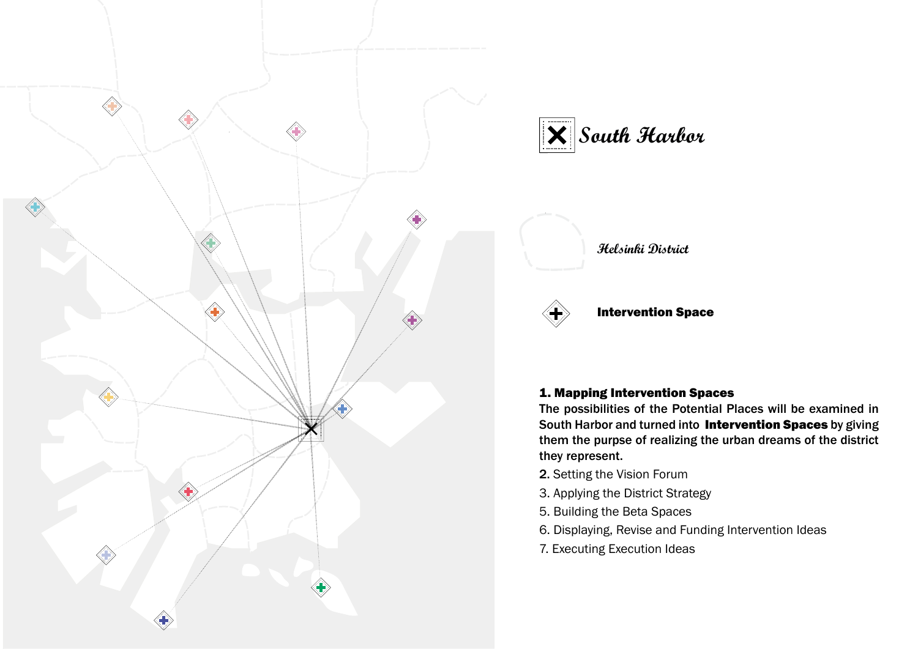# South Harbor

Helsinki District

**Intervention Space**

**1. Mapping Intervention Spaces**
The possibilities of the Potential Places will be examined in South Harbor and turned into **Intervention Spaces** by giving them the purpse of realizing the urban dreams of the district they represent.

**2.** Setting the Vision Forum

3. Applying the District Strategy

5. Building the Beta Spaces

6. Displaying, Revise and Funding Intervention Ideas

7. Executing Execution Ideas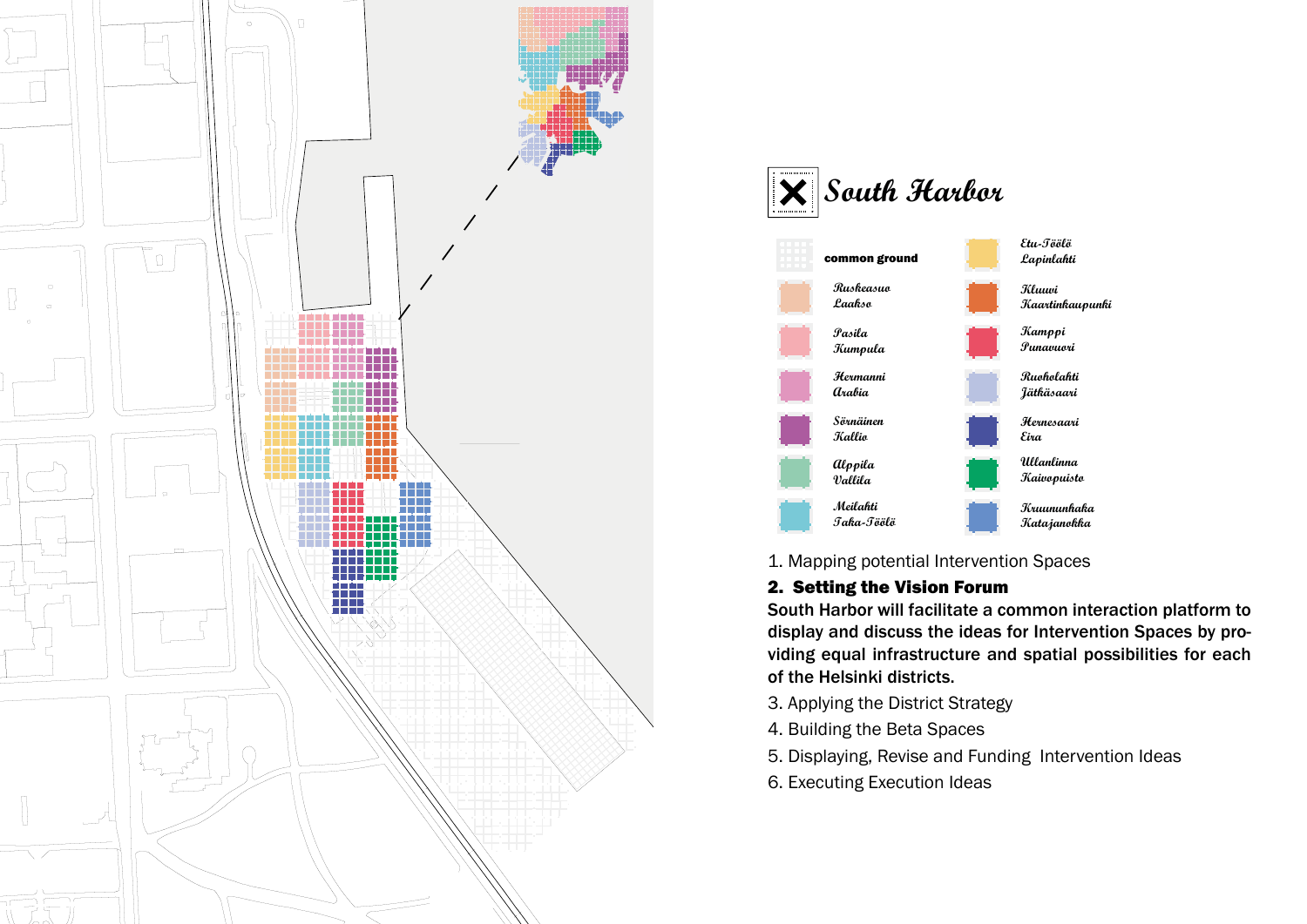# South Harbor

| | | | |
|---|---|---|---|
| **common ground** | | Etu-Töölö Lapinlahti | |
| Ruskeasuo Laakso | | Kluuvi Kaartinkaupunki | |
| Pasila Kumpula | | Kamppi Punavuori | |
| Hermanni Arabia | | Ruoholahti Jätkäsaari | |
| Sörnäinen Kallio | | Hernesaari Eira | |
| Alppila Vallila | | Ullanlinna Kaivopuisto | |
| Meilahti Taka-Töölö | | Kruununhaka Katajanokka | |

1. Mapping potential Intervention Spaces
2. **Setting the Vision Forum**
   **South Harbor will facilitate a common interaction platform to display and discuss the ideas for Intervention Spaces by providing equal infrastructure and spatial possibilities for each of the Helsinki districts.**
3. Applying the District Strategy
4. Building the Beta Spaces
5. Displaying, Revise and Funding Intervention Ideas
6. Executing Execution Ideas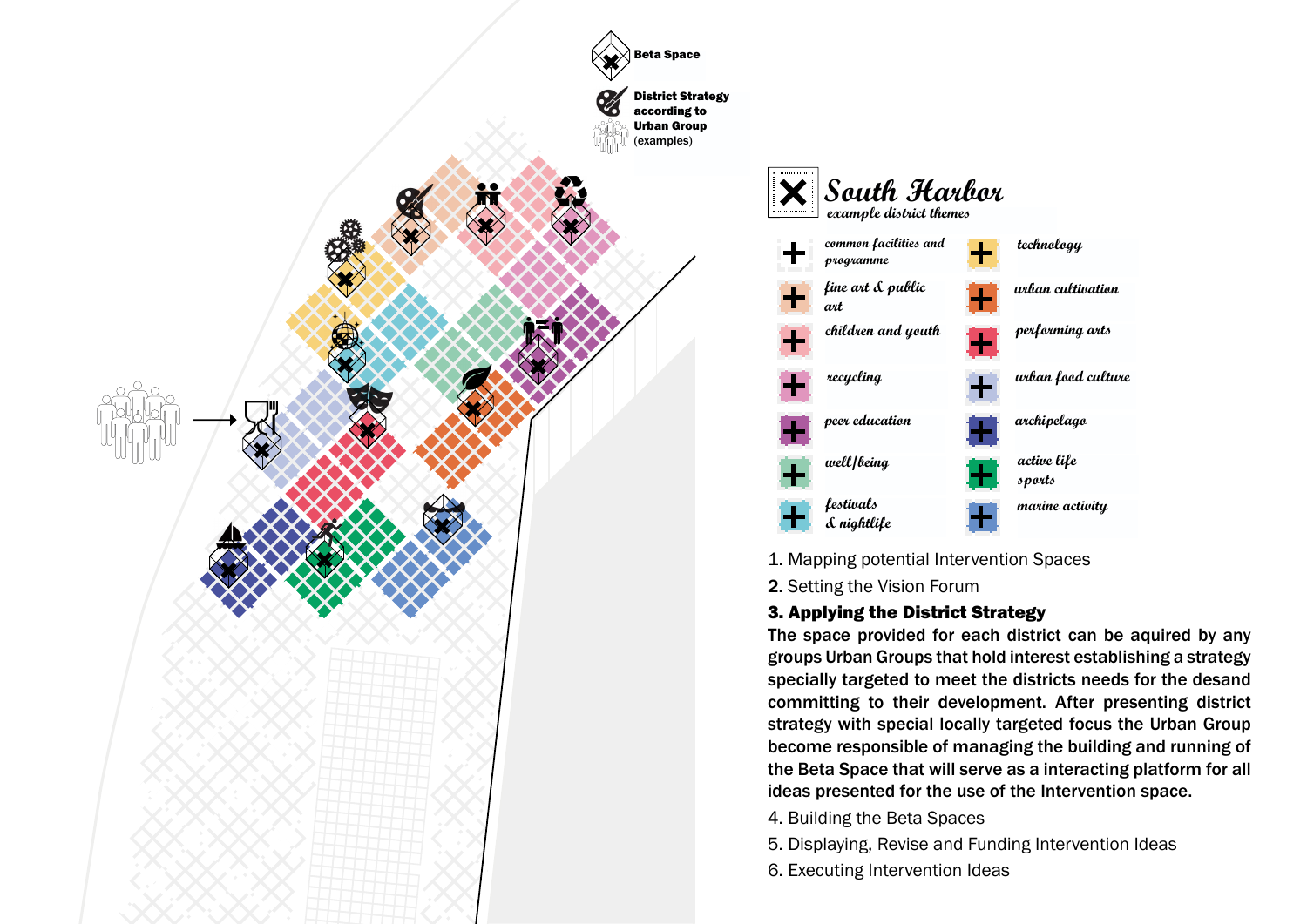Beta Space

District Strategy according to Urban Group (examples)

## South Harbor

*example district themes*

| | |
|---|---|
| common facilities and programme | technology |
| fine art & public art | urban cultivation |
| children and youth | performing arts |
| recycling | urban food culture |
| peer education | archipelago |
| well/being | active life sports |
| festivals & nightlife | marine activity |

1. Mapping potential Intervention Spaces
2. Setting the Vision Forum
3. **Applying the District Strategy**

**The space provided for each district can be aquired by any groups Urban Groups that hold interest establishing a strategy specially targeted to meet the districts needs for the desand committing to their development. After presenting district strategy with special locally targeted focus the Urban Group become responsible of managing the building and running of the Beta Space that will serve as a interacting platform for all ideas presented for the use of the Intervention space.**

4. Building the Beta Spaces
5. Displaying, Revise and Funding Intervention Ideas
6. Executing Intervention Ideas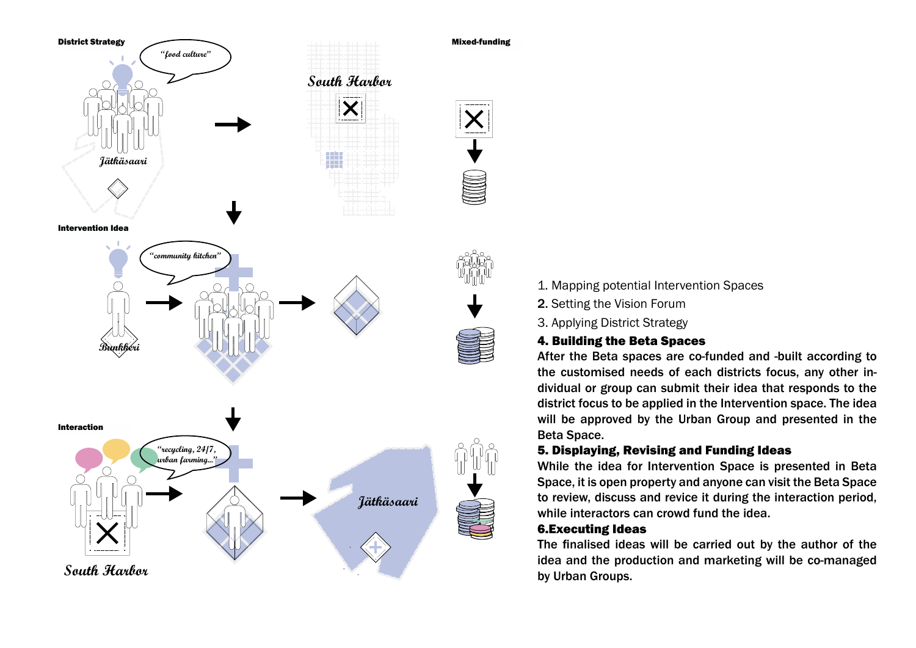District Strategy

"food culture"

Jätkäsaari

South Harbor

Mixed-funding

Intervention Idea

"community kitchen"

Bunkkeri

Interaction

"recycling, 24/7, urban farming..."

South Harbor

Jätkäsaari

1. Mapping potential Intervention Spaces
2. Setting the Vision Forum
3. Applying District Strategy

**4. Building the Beta Spaces**

After the Beta spaces are co-funded and -built according to the customised needs of each districts focus, any other individual or group can submit their idea that responds to the district focus to be applied in the Intervention space. The idea will be approved by the Urban Group and presented in the Beta Space.

**5. Displaying, Revising and Funding Ideas**

While the idea for Intervention Space is presented in Beta Space, it is open property and anyone can visit the Beta Space to review, discuss and revice it during the interaction period, while interactors can crowd fund the idea.

**6.Executing Ideas**

The finalised ideas will be carried out by the author of the idea and the production and marketing will be co-managed by Urban Groups.